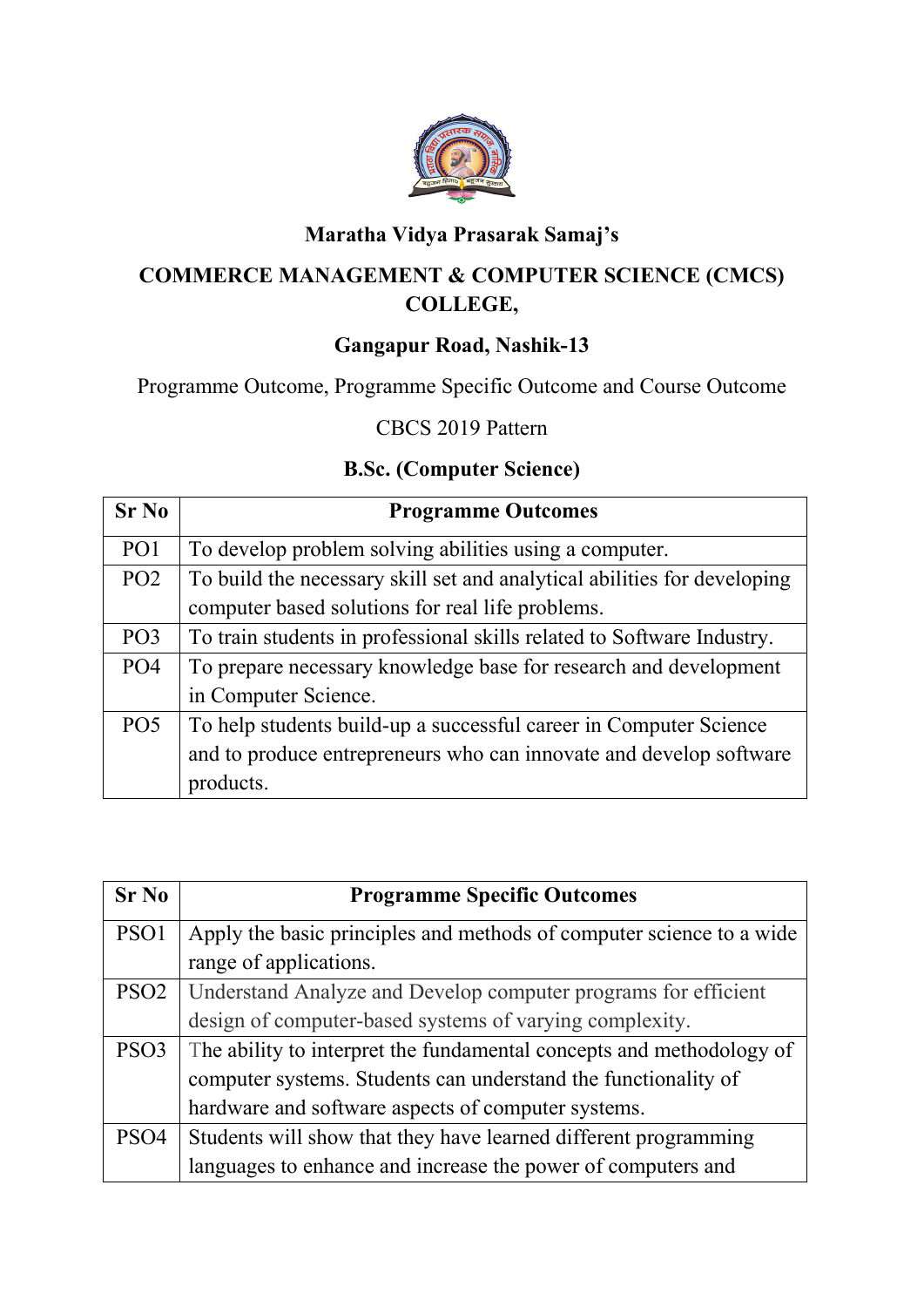**Maratha Vidya Prasarak Samaj's**

# COMMERCE MANAGEMENT & COMPUTER SCIENCE (CMCS) COLLEGE,

## Gangapur Road, Nashik-13

Programme Outcome, Programme Specific Outcome and Course Outcome

CBCS 2019 Pattern

## B.Sc. (Computer Science)

| Sr No | Programme Outcomes |
|---|---|
| PO1 | To develop problem solving abilities using a computer. |
| PO2 | To build the necessary skill set and analytical abilities for developing computer based solutions for real life problems. |
| PO3 | To train students in professional skills related to Software Industry. |
| PO4 | To prepare necessary knowledge base for research and development in Computer Science. |
| PO5 | To help students build-up a successful career in Computer Science and to produce entrepreneurs who can innovate and develop software products. |

| Sr No | Programme Specific Outcomes |
|---|---|
| PSO1 | Apply the basic principles and methods of computer science to a wide range of applications. |
| PSO2 | Understand Analyze and Develop computer programs for efficient design of computer-based systems of varying complexity. |
| PSO3 | The ability to interpret the fundamental concepts and methodology of computer systems. Students can understand the functionality of hardware and software aspects of computer systems. |
| PSO4 | Students will show that they have learned different programming languages to enhance and increase the power of computers and |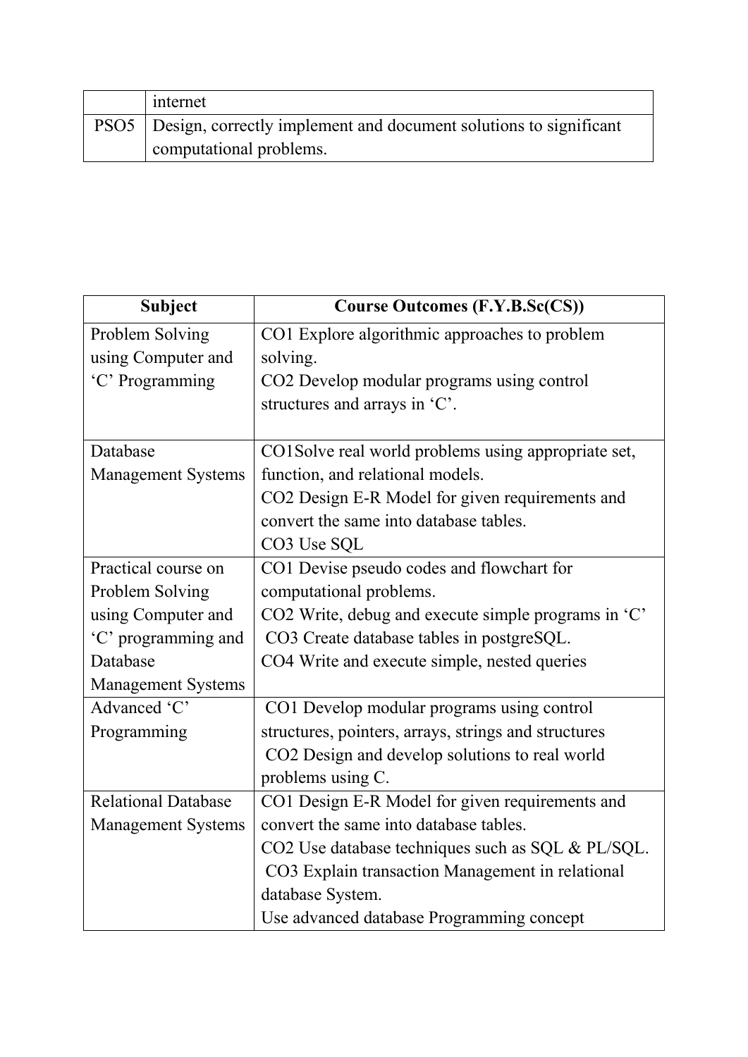|  | internet |
|---|---|
| PSO5 | Design, correctly implement and document solutions to significant computational problems. |

| Subject | Course Outcomes (F.Y.B.Sc(CS)) |
|---|---|
| Problem Solving using Computer and 'C' Programming | CO1 Explore algorithmic approaches to problem solving.<br>CO2 Develop modular programs using control structures and arrays in 'C'. |
| Database Management Systems | CO1Solve real world problems using appropriate set, function, and relational models.<br>CO2 Design E-R Model for given requirements and convert the same into database tables.<br>CO3 Use SQL |
| Practical course on Problem Solving using Computer and 'C' programming and Database Management Systems | CO1 Devise pseudo codes and flowchart for computational problems.<br>CO2 Write, debug and execute simple programs in 'C'<br>CO3 Create database tables in postgreSQL.<br>CO4 Write and execute simple, nested queries |
| Advanced 'C' Programming | CO1 Develop modular programs using control structures, pointers, arrays, strings and structures<br>CO2 Design and develop solutions to real world problems using C. |
| Relational Database Management Systems | CO1 Design E-R Model for given requirements and convert the same into database tables.<br>CO2 Use database techniques such as SQL & PL/SQL.<br>CO3 Explain transaction Management in relational database System.<br>Use advanced database Programming concept |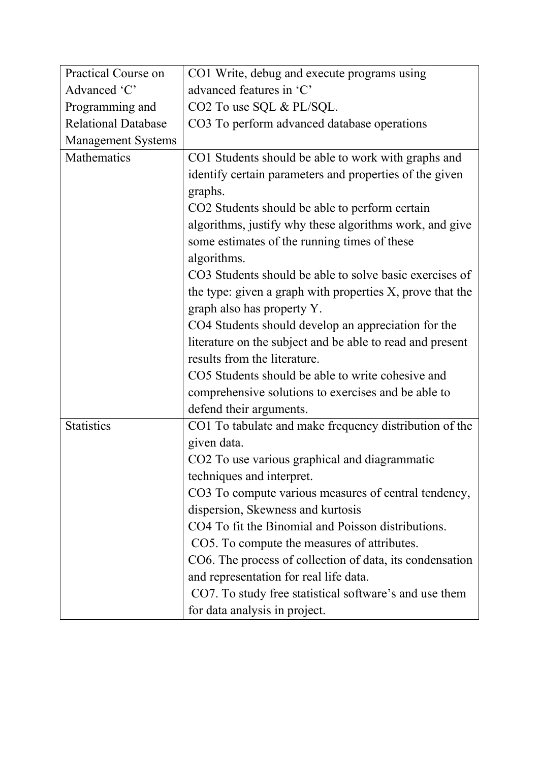| | |
|---|---|
| Practical Course on Advanced ‘C’ Programming and Relational Database Management Systems | CO1 Write, debug and execute programs using advanced features in ‘C’<br>CO2 To use SQL & PL/SQL.<br>CO3 To perform advanced database operations |
| Mathematics | CO1 Students should be able to work with graphs and identify certain parameters and properties of the given graphs.<br>CO2 Students should be able to perform certain algorithms, justify why these algorithms work, and give some estimates of the running times of these algorithms.<br>CO3 Students should be able to solve basic exercises of the type: given a graph with properties X, prove that the graph also has property Y.<br>CO4 Students should develop an appreciation for the literature on the subject and be able to read and present results from the literature.<br>CO5 Students should be able to write cohesive and comprehensive solutions to exercises and be able to defend their arguments. |
| Statistics | CO1 To tabulate and make frequency distribution of the given data.<br>CO2 To use various graphical and diagrammatic techniques and interpret.<br>CO3 To compute various measures of central tendency, dispersion, Skewness and kurtosis<br>CO4 To fit the Binomial and Poisson distributions.<br>CO5. To compute the measures of attributes.<br>CO6. The process of collection of data, its condensation and representation for real life data.<br>CO7. To study free statistical software’s and use them for data analysis in project. |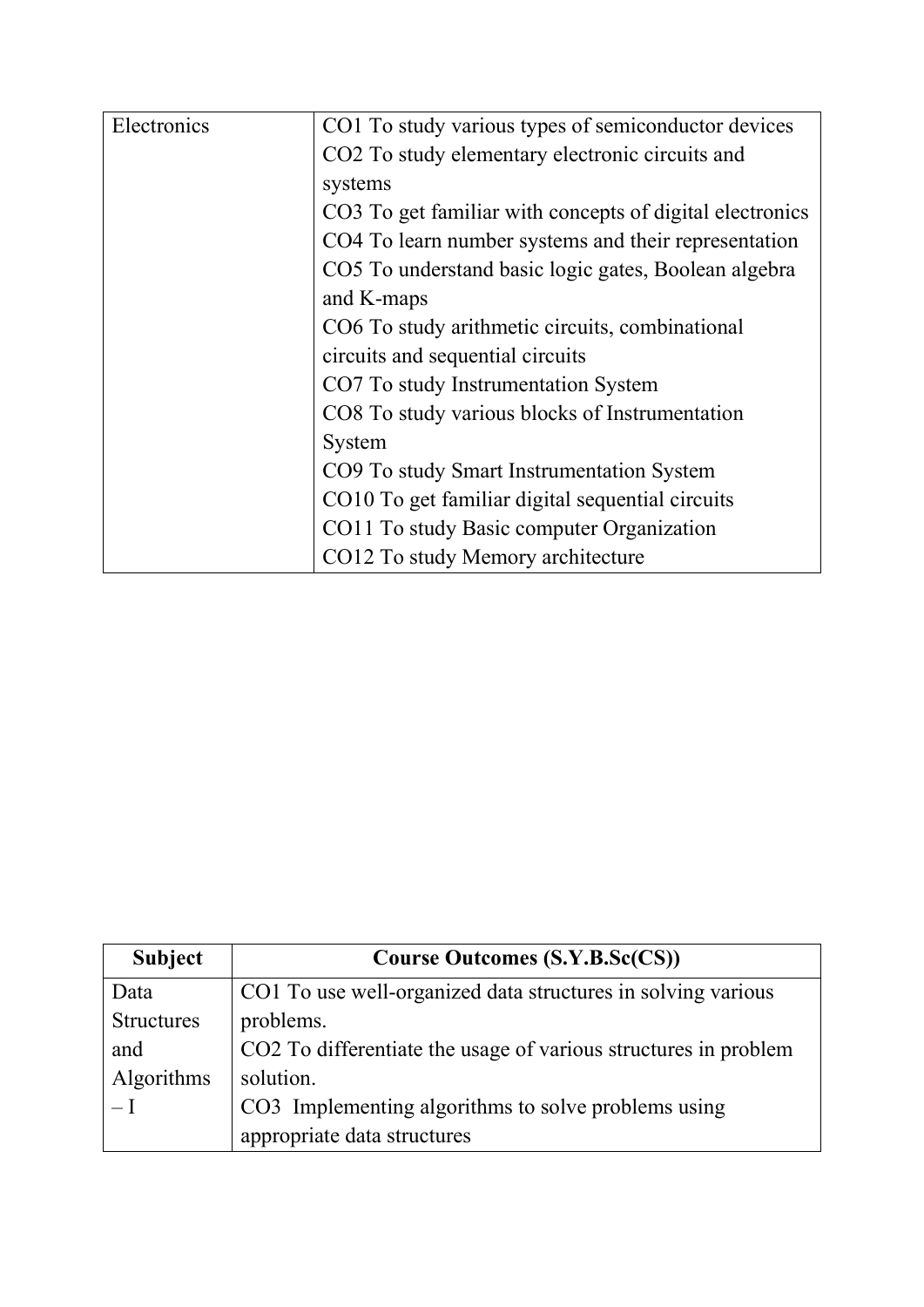| | |
|---|---|
| Electronics | CO1 To study various types of semiconductor devices<br>CO2 To study elementary electronic circuits and systems<br>CO3 To get familiar with concepts of digital electronics<br>CO4 To learn number systems and their representation<br>CO5 To understand basic logic gates, Boolean algebra and K-maps<br>CO6 To study arithmetic circuits, combinational circuits and sequential circuits<br>CO7 To study Instrumentation System<br>CO8 To study various blocks of Instrumentation System<br>CO9 To study Smart Instrumentation System<br>CO10 To get familiar digital sequential circuits<br>CO11 To study Basic computer Organization<br>CO12 To study Memory architecture |

| Subject | Course Outcomes (S.Y.B.Sc(CS)) |
|---|---|
| Data Structures and Algorithms – I | CO1 To use well-organized data structures in solving various problems.<br>CO2 To differentiate the usage of various structures in problem solution.<br>CO3 Implementing algorithms to solve problems using appropriate data structures |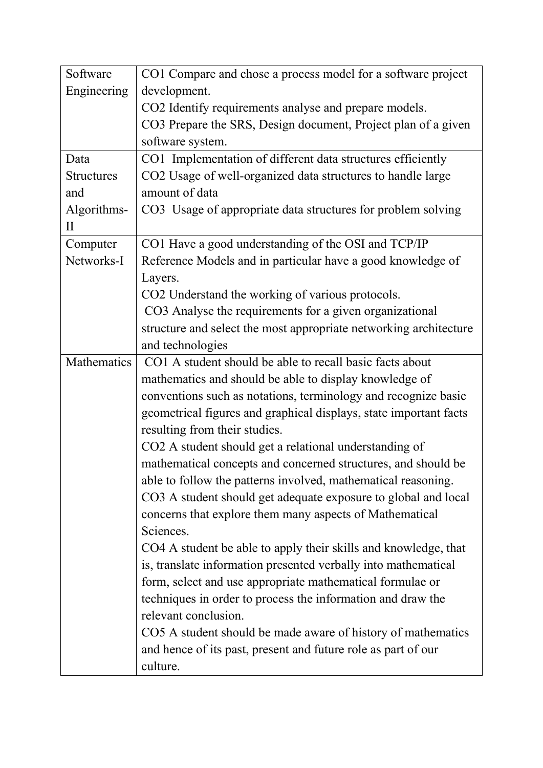| | |
|---|---|
| Software Engineering | CO1 Compare and chose a process model for a software project development.<br>CO2 Identify requirements analyse and prepare models.<br>CO3 Prepare the SRS, Design document, Project plan of a given software system. |
| Data Structures and Algorithms-II | CO1 Implementation of different data structures efficiently<br>CO2 Usage of well-organized data structures to handle large amount of data<br>CO3 Usage of appropriate data structures for problem solving |
| Computer Networks-I | CO1 Have a good understanding of the OSI and TCP/IP Reference Models and in particular have a good knowledge of Layers.<br>CO2 Understand the working of various protocols.<br>CO3 Analyse the requirements for a given organizational structure and select the most appropriate networking architecture and technologies |
| Mathematics | CO1 A student should be able to recall basic facts about mathematics and should be able to display knowledge of conventions such as notations, terminology and recognize basic geometrical figures and graphical displays, state important facts resulting from their studies.<br>CO2 A student should get a relational understanding of mathematical concepts and concerned structures, and should be able to follow the patterns involved, mathematical reasoning.<br>CO3 A student should get adequate exposure to global and local concerns that explore them many aspects of Mathematical Sciences.<br>CO4 A student be able to apply their skills and knowledge, that is, translate information presented verbally into mathematical form, select and use appropriate mathematical formulae or techniques in order to process the information and draw the relevant conclusion.<br>CO5 A student should be made aware of history of mathematics and hence of its past, present and future role as part of our culture. |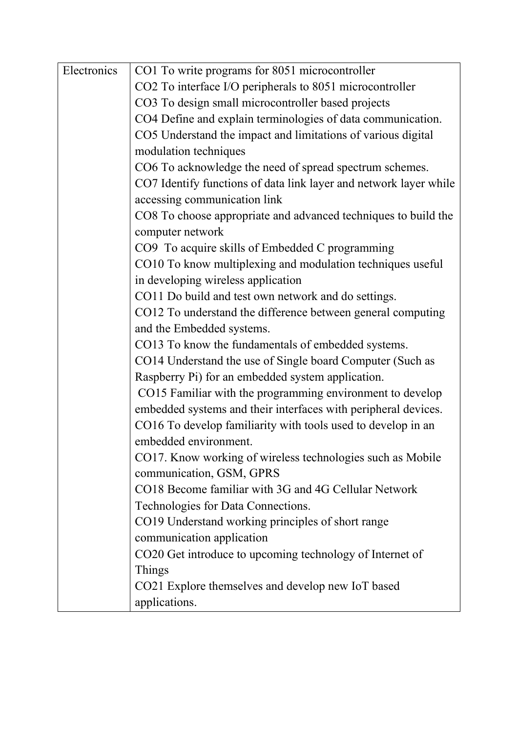| Electronics | CO1 To write programs for 8051 microcontroller<br>CO2 To interface I/O peripherals to 8051 microcontroller<br>CO3 To design small microcontroller based projects<br>CO4 Define and explain terminologies of data communication.<br>CO5 Understand the impact and limitations of various digital modulation techniques<br>CO6 To acknowledge the need of spread spectrum schemes.<br>CO7 Identify functions of data link layer and network layer while accessing communication link<br>CO8 To choose appropriate and advanced techniques to build the computer network<br>CO9 To acquire skills of Embedded C programming<br>CO10 To know multiplexing and modulation techniques useful in developing wireless application<br>CO11 Do build and test own network and do settings.<br>CO12 To understand the difference between general computing and the Embedded systems.<br>CO13 To know the fundamentals of embedded systems.<br>CO14 Understand the use of Single board Computer (Such as Raspberry Pi) for an embedded system application.<br>CO15 Familiar with the programming environment to develop embedded systems and their interfaces with peripheral devices.<br>CO16 To develop familiarity with tools used to develop in an embedded environment.<br>CO17. Know working of wireless technologies such as Mobile communication, GSM, GPRS<br>CO18 Become familiar with 3G and 4G Cellular Network Technologies for Data Connections.<br>CO19 Understand working principles of short range communication application<br>CO20 Get introduce to upcoming technology of Internet of Things<br>CO21 Explore themselves and develop new IoT based applications. |
|---|---|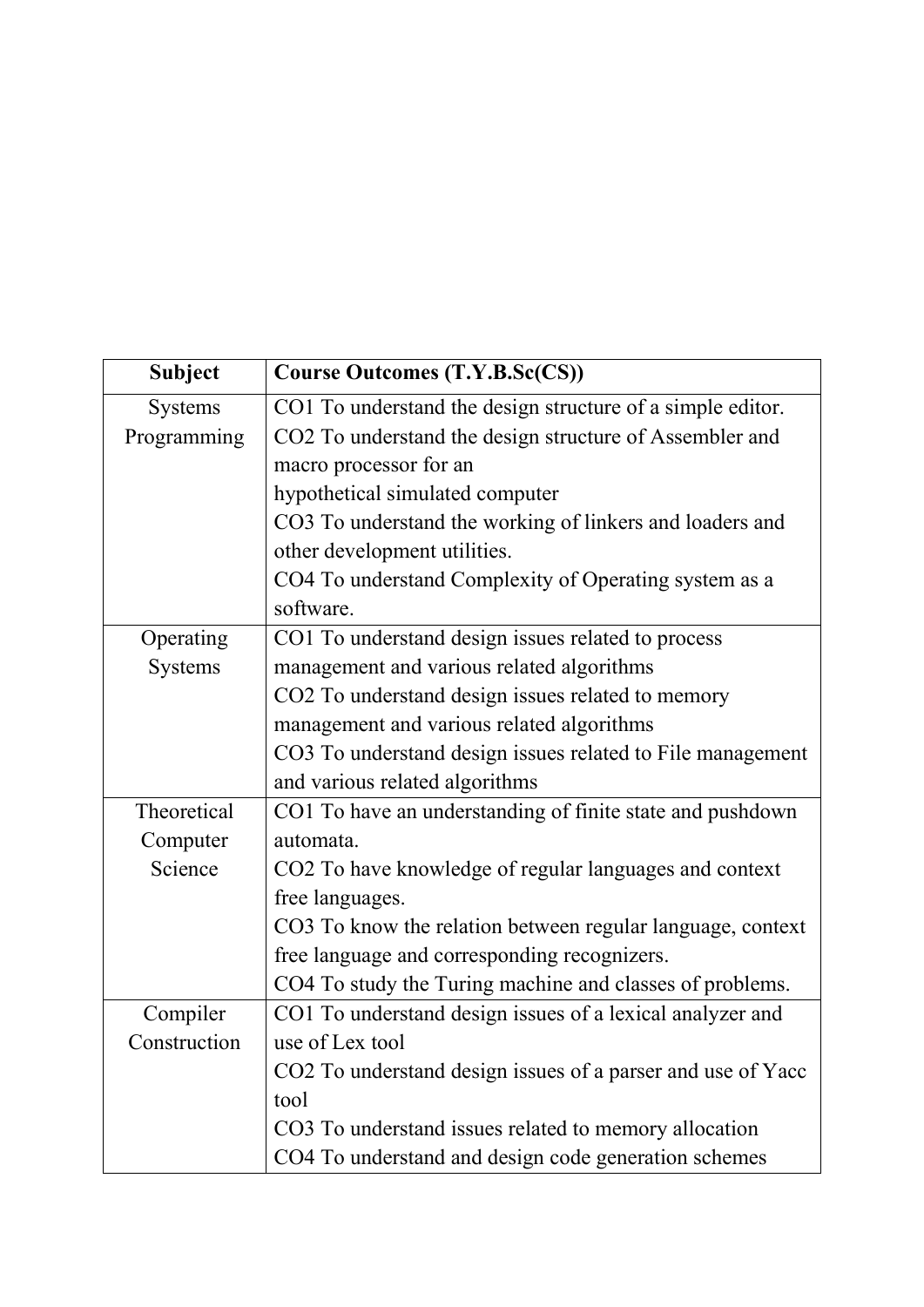| Subject | Course Outcomes (T.Y.B.Sc(CS)) |
|---|---|
| Systems Programming | CO1 To understand the design structure of a simple editor.<br>CO2 To understand the design structure of Assembler and macro processor for an hypothetical simulated computer<br>CO3 To understand the working of linkers and loaders and other development utilities.<br>CO4 To understand Complexity of Operating system as a software. |
| Operating Systems | CO1 To understand design issues related to process management and various related algorithms<br>CO2 To understand design issues related to memory management and various related algorithms<br>CO3 To understand design issues related to File management and various related algorithms |
| Theoretical Computer Science | CO1 To have an understanding of finite state and pushdown automata.<br>CO2 To have knowledge of regular languages and context free languages.<br>CO3 To know the relation between regular language, context free language and corresponding recognizers.<br>CO4 To study the Turing machine and classes of problems. |
| Compiler Construction | CO1 To understand design issues of a lexical analyzer and use of Lex tool<br>CO2 To understand design issues of a parser and use of Yacc tool<br>CO3 To understand issues related to memory allocation<br>CO4 To understand and design code generation schemes |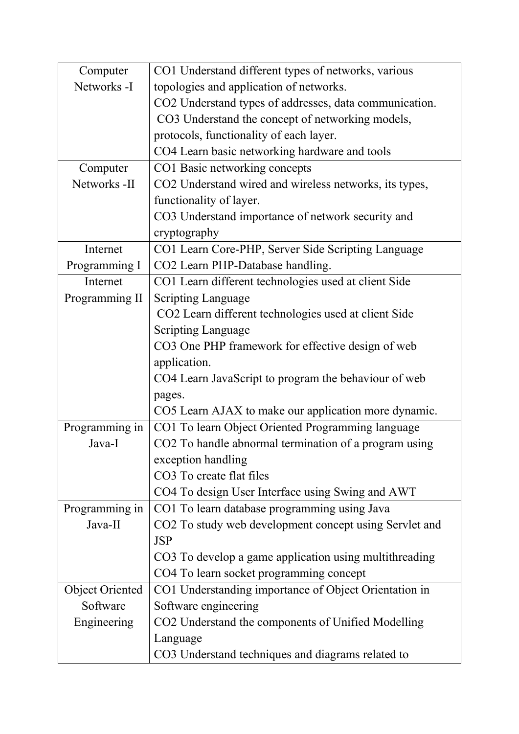| | |
|---|---|
| Computer Networks -I | CO1 Understand different types of networks, various topologies and application of networks.<br>CO2 Understand types of addresses, data communication.<br>CO3 Understand the concept of networking models, protocols, functionality of each layer.<br>CO4 Learn basic networking hardware and tools |
| Computer Networks -II | CO1 Basic networking concepts<br>CO2 Understand wired and wireless networks, its types, functionality of layer.<br>CO3 Understand importance of network security and cryptography |
| Internet Programming I | CO1 Learn Core-PHP, Server Side Scripting Language<br>CO2 Learn PHP-Database handling. |
| Internet Programming II | CO1 Learn different technologies used at client Side Scripting Language<br>CO2 Learn different technologies used at client Side Scripting Language<br>CO3 One PHP framework for effective design of web application.<br>CO4 Learn JavaScript to program the behaviour of web pages.<br>CO5 Learn AJAX to make our application more dynamic. |
| Programming in Java-I | CO1 To learn Object Oriented Programming language<br>CO2 To handle abnormal termination of a program using exception handling<br>CO3 To create flat files<br>CO4 To design User Interface using Swing and AWT |
| Programming in Java-II | CO1 To learn database programming using Java<br>CO2 To study web development concept using Servlet and JSP<br>CO3 To develop a game application using multithreading<br>CO4 To learn socket programming concept |
| Object Oriented Software Engineering | CO1 Understanding importance of Object Orientation in Software engineering<br>CO2 Understand the components of Unified Modelling Language<br>CO3 Understand techniques and diagrams related to |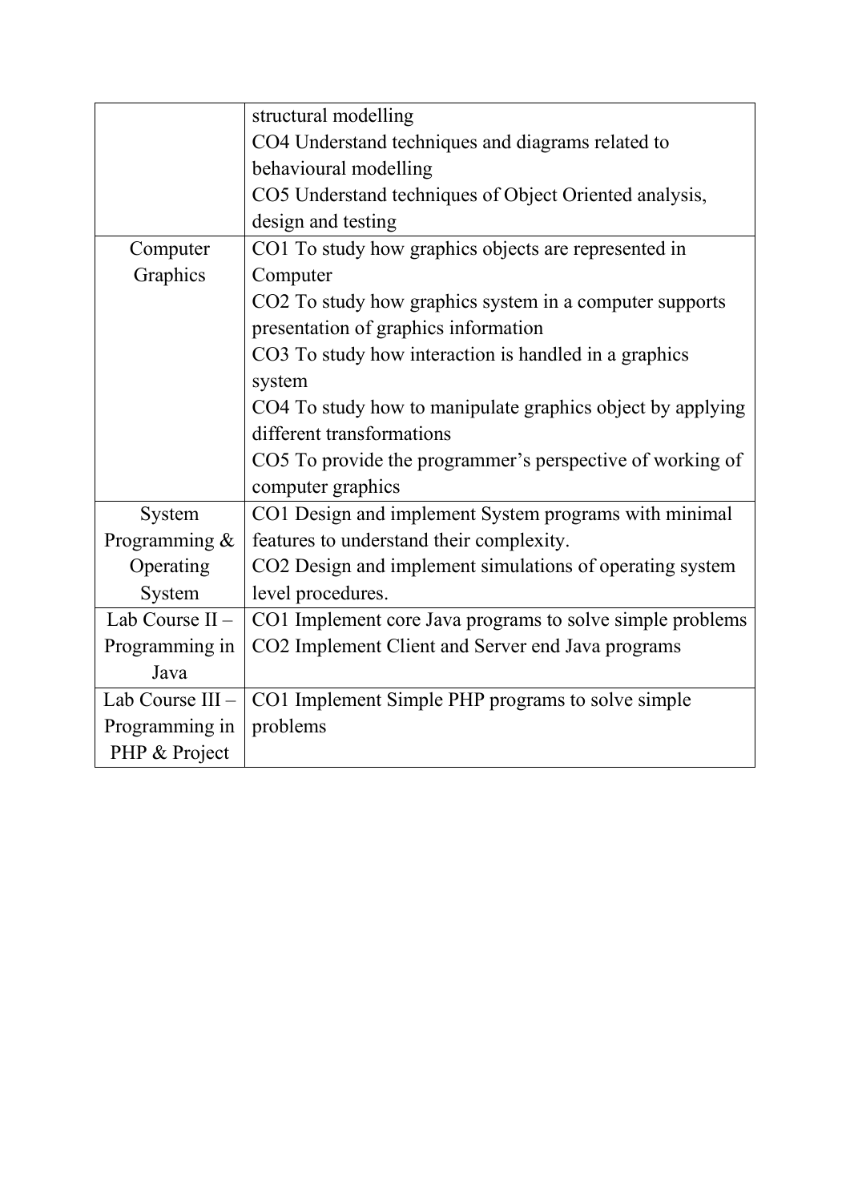| | |
|---|---|
| | structural modelling<br>CO4 Understand techniques and diagrams related to behavioural modelling<br>CO5 Understand techniques of Object Oriented analysis, design and testing |
| Computer Graphics | CO1 To study how graphics objects are represented in Computer<br>CO2 To study how graphics system in a computer supports presentation of graphics information<br>CO3 To study how interaction is handled in a graphics system<br>CO4 To study how to manipulate graphics object by applying different transformations<br>CO5 To provide the programmer's perspective of working of computer graphics |
| System Programming & Operating System | CO1 Design and implement System programs with minimal features to understand their complexity.<br>CO2 Design and implement simulations of operating system level procedures. |
| Lab Course II – Programming in Java | CO1 Implement core Java programs to solve simple problems<br>CO2 Implement Client and Server end Java programs |
| Lab Course III – Programming in PHP & Project | CO1 Implement Simple PHP programs to solve simple problems |